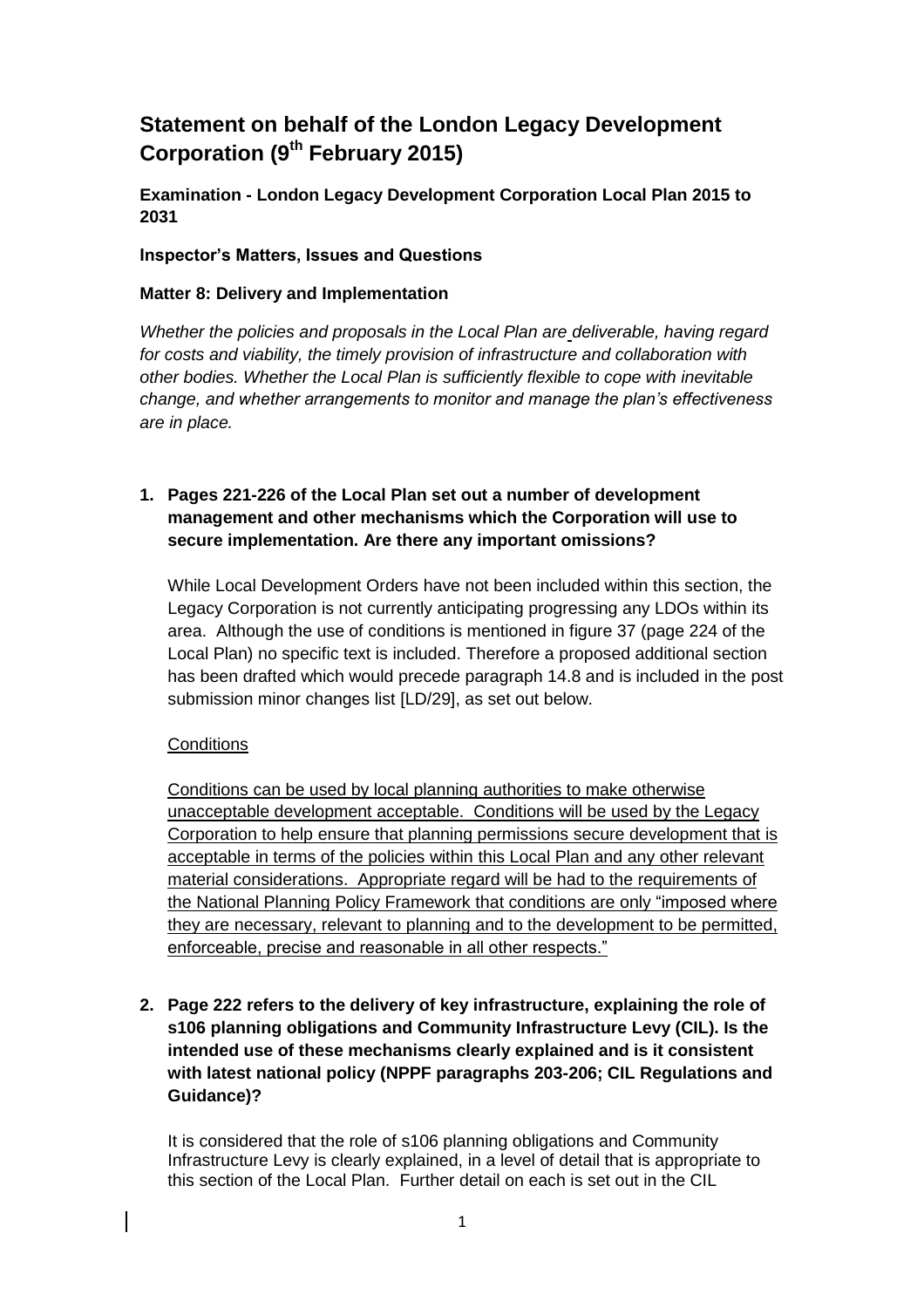# Statement on behalf of the London Legacy Development Corporation (9th February 2015)

**Examination - London Legacy Development Corporation Local Plan 2015 to 2031**

**Inspector's Matters, Issues and Questions**

**Matter 8: Delivery and Implementation**

*Whether the policies and proposals in the Local Plan are deliverable, having regard for costs and viability, the timely provision of infrastructure and collaboration with other bodies. Whether the Local Plan is sufficiently flexible to cope with inevitable change, and whether arrangements to monitor and manage the plan's effectiveness are in place.*

1. **Pages 221-226 of the Local Plan set out a number of development management and other mechanisms which the Corporation will use to secure implementation. Are there any important omissions?**

   While Local Development Orders have not been included within this section, the Legacy Corporation is not currently anticipating progressing any LDOs within its area. Although the use of conditions is mentioned in figure 37 (page 224 of the Local Plan) no specific text is included. Therefore a proposed additional section has been drafted which would precede paragraph 14.8 and is included in the post submission minor changes list [LD/29], as set out below.

   <u>Conditions</u>

   <u>Conditions can be used by local planning authorities to make otherwise unacceptable development acceptable. Conditions will be used by the Legacy Corporation to help ensure that planning permissions secure development that is acceptable in terms of the policies within this Local Plan and any other relevant material considerations. Appropriate regard will be had to the requirements of the National Planning Policy Framework that conditions are only "imposed where they are necessary, relevant to planning and to the development to be permitted, enforceable, precise and reasonable in all other respects."</u>

2. **Page 222 refers to the delivery of key infrastructure, explaining the role of s106 planning obligations and Community Infrastructure Levy (CIL). Is the intended use of these mechanisms clearly explained and is it consistent with latest national policy (NPPF paragraphs 203-206; CIL Regulations and Guidance)?**

   It is considered that the role of s106 planning obligations and Community Infrastructure Levy is clearly explained, in a level of detail that is appropriate to this section of the Local Plan. Further detail on each is set out in the CIL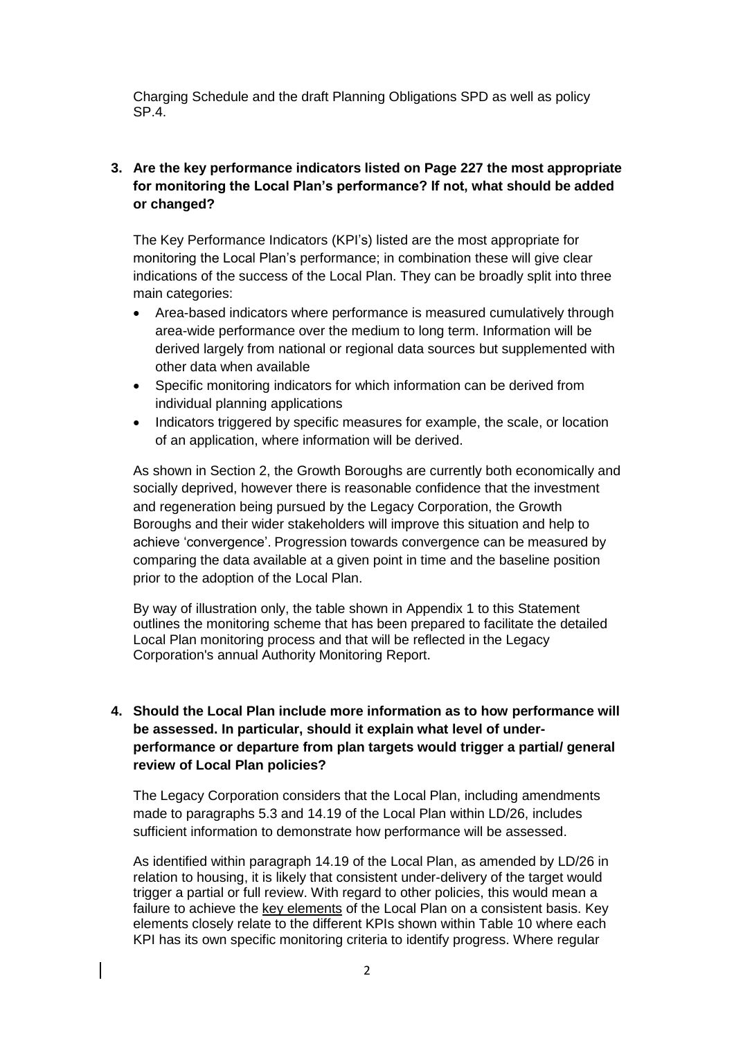Charging Schedule and the draft Planning Obligations SPD as well as policy SP.4.

**3. Are the key performance indicators listed on Page 227 the most appropriate for monitoring the Local Plan's performance? If not, what should be added or changed?**

The Key Performance Indicators (KPI's) listed are the most appropriate for monitoring the Local Plan's performance; in combination these will give clear indications of the success of the Local Plan. They can be broadly split into three main categories:

- Area-based indicators where performance is measured cumulatively through area-wide performance over the medium to long term. Information will be derived largely from national or regional data sources but supplemented with other data when available
- Specific monitoring indicators for which information can be derived from individual planning applications
- Indicators triggered by specific measures for example, the scale, or location of an application, where information will be derived.

As shown in Section 2, the Growth Boroughs are currently both economically and socially deprived, however there is reasonable confidence that the investment and regeneration being pursued by the Legacy Corporation, the Growth Boroughs and their wider stakeholders will improve this situation and help to achieve 'convergence'. Progression towards convergence can be measured by comparing the data available at a given point in time and the baseline position prior to the adoption of the Local Plan.

By way of illustration only, the table shown in Appendix 1 to this Statement outlines the monitoring scheme that has been prepared to facilitate the detailed Local Plan monitoring process and that will be reflected in the Legacy Corporation's annual Authority Monitoring Report.

**4. Should the Local Plan include more information as to how performance will be assessed. In particular, should it explain what level of under-performance or departure from plan targets would trigger a partial/ general review of Local Plan policies?**

The Legacy Corporation considers that the Local Plan, including amendments made to paragraphs 5.3 and 14.19 of the Local Plan within LD/26, includes sufficient information to demonstrate how performance will be assessed.

As identified within paragraph 14.19 of the Local Plan, as amended by LD/26 in relation to housing, it is likely that consistent under-delivery of the target would trigger a partial or full review. With regard to other policies, this would mean a failure to achieve the key elements of the Local Plan on a consistent basis. Key elements closely relate to the different KPIs shown within Table 10 where each KPI has its own specific monitoring criteria to identify progress. Where regular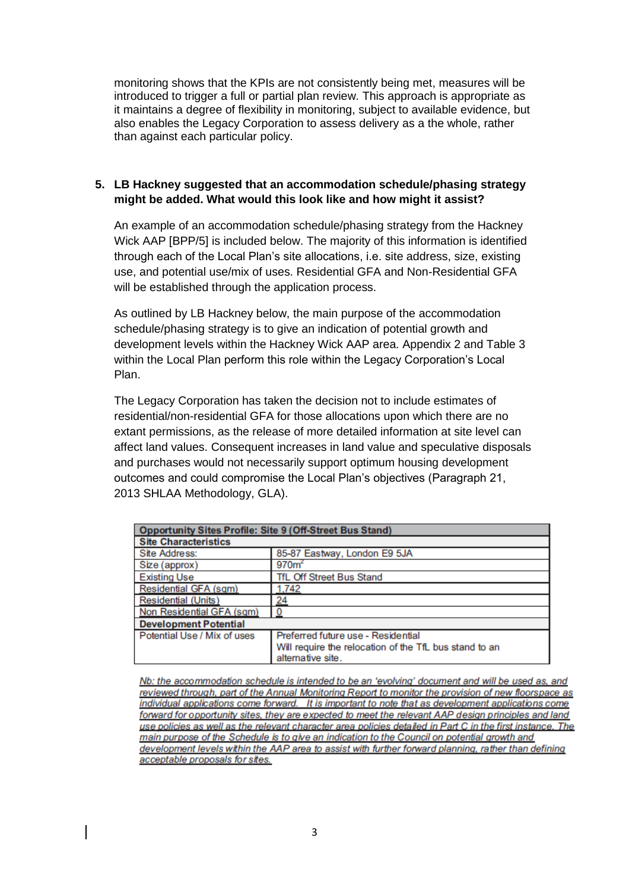monitoring shows that the KPIs are not consistently being met, measures will be introduced to trigger a full or partial plan review. This approach is appropriate as it maintains a degree of flexibility in monitoring, subject to available evidence, but also enables the Legacy Corporation to assess delivery as a the whole, rather than against each particular policy.

**5. LB Hackney suggested that an accommodation schedule/phasing strategy might be added. What would this look like and how might it assist?**

An example of an accommodation schedule/phasing strategy from the Hackney Wick AAP [BPP/5] is included below. The majority of this information is identified through each of the Local Plan's site allocations, i.e. site address, size, existing use, and potential use/mix of uses. Residential GFA and Non-Residential GFA will be established through the application process.

As outlined by LB Hackney below, the main purpose of the accommodation schedule/phasing strategy is to give an indication of potential growth and development levels within the Hackney Wick AAP area. Appendix 2 and Table 3 within the Local Plan perform this role within the Legacy Corporation's Local Plan.

The Legacy Corporation has taken the decision not to include estimates of residential/non-residential GFA for those allocations upon which there are no extant permissions, as the release of more detailed information at site level can affect land values. Consequent increases in land value and speculative disposals and purchases would not necessarily support optimum housing development outcomes and could compromise the Local Plan's objectives (Paragraph 21, 2013 SHLAA Methodology, GLA).

| **Opportunity Sites Profile: Site 9 (Off-Street Bus Stand)** | |
|---|---|
| **Site Characteristics** | |
| Site Address: | 85-87 Eastway, London E9 5JA |
| Size (approx) | 970m$^2$ |
| Existing Use | TfL Off Street Bus Stand |
| Residential GFA (sqm) | 1,742 |
| Residential (Units) | 24 |
| Non Residential GFA (sqm) | 0 |
| **Development Potential** | |
| Potential Use / Mix of uses | Preferred future use - Residential<br>Will require the relocation of the TfL bus stand to an alternative site. |

Nb: the accommodation schedule is intended to be an 'evolving' document and will be used as, and reviewed through, part of the Annual Monitoring Report to monitor the provision of new floorspace as individual applications come forward. It is important to note that as development applications come forward for opportunity sites, they are expected to meet the relevant AAP design principles and land use policies as well as the relevant character area policies detailed in Part C in the first instance. The main purpose of the Schedule is to give an indication to the Council on potential growth and development levels within the AAP area to assist with further forward planning, rather than defining acceptable proposals for sites.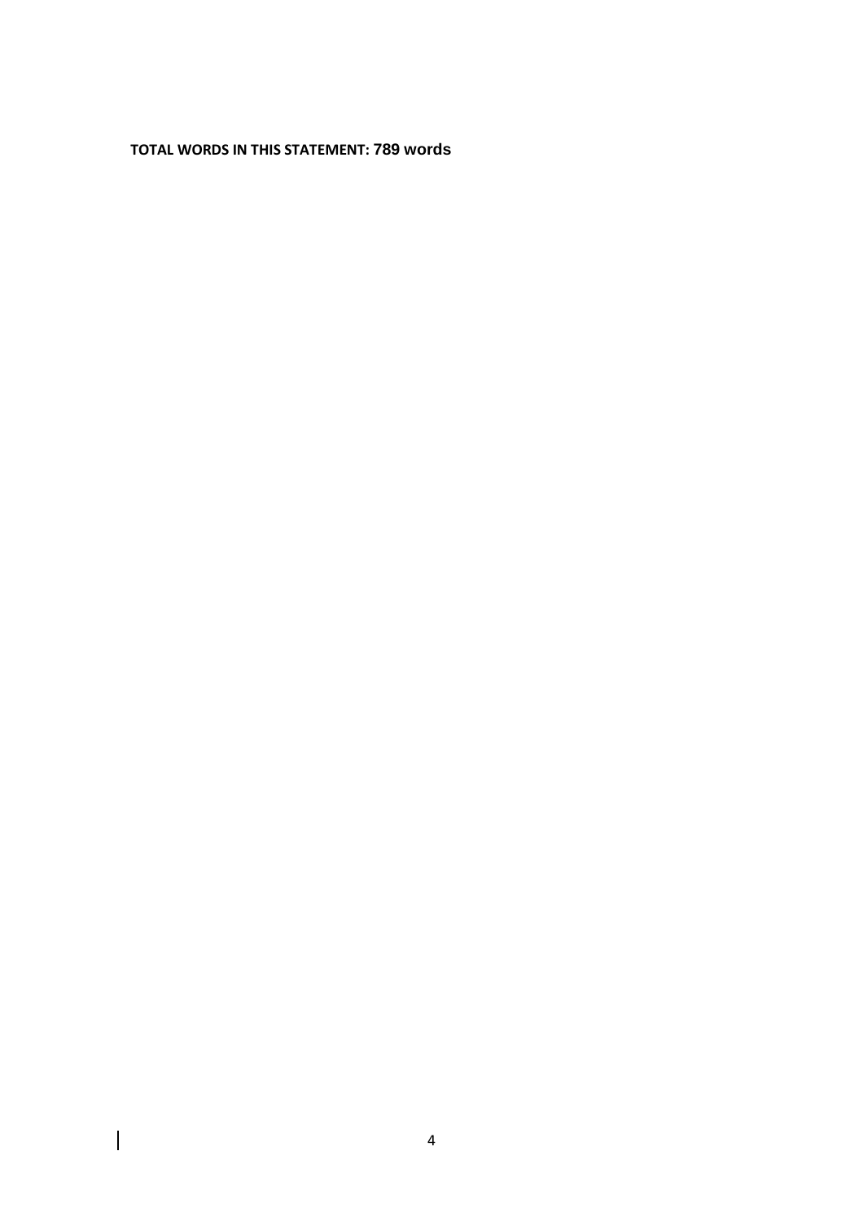**TOTAL WORDS IN THIS STATEMENT: 789 words**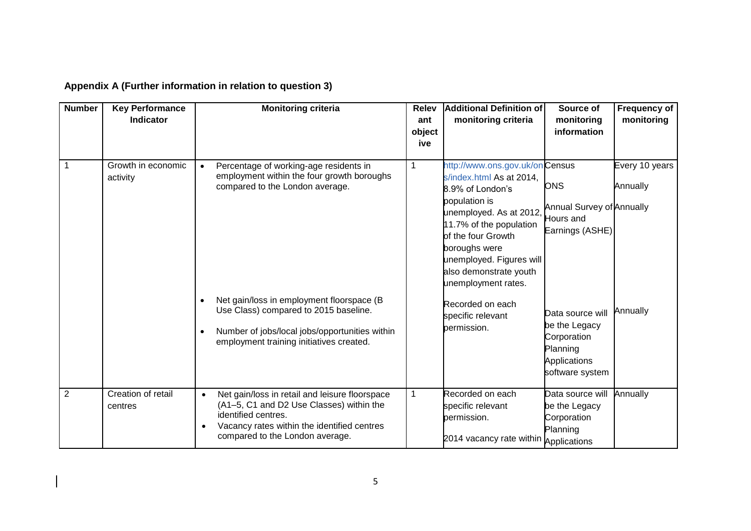### Appendix A (Further information in relation to question 3)

| Number | Key Performance Indicator | Monitoring criteria | Relevant objective | Additional Definition of monitoring criteria | Source of monitoring information | Frequency of monitoring |
|---|---|---|---|---|---|---|
| 1 | Growth in economic activity | • Percentage of working-age residents in employment within the four growth boroughs compared to the London average.<br><br>• Net gain/loss in employment floorspace (B Use Class) compared to 2015 baseline.<br>• Number of jobs/local jobs/opportunities within employment training initiatives created. | 1 | http://www.ons.gov.uk/ons/index.html As at 2014, 8.9% of London's population is unemployed. As at 2012, 11.7% of the population of the four Growth boroughs were unemployed. Figures will also demonstrate youth unemployment rates.<br><br>Recorded on each specific relevant permission. | Census<br>ONS<br>Annual Survey of Hours and Earnings (ASHE)<br><br>Data source will be the Legacy Corporation Planning Applications software system | Every 10 years<br>Annually<br>Annually<br><br>Annually |
| 2 | Creation of retail centres | • Net gain/loss in retail and leisure floorspace (A1–5, C1 and D2 Use Classes) within the identified centres.<br>• Vacancy rates within the identified centres compared to the London average. | 1 | Recorded on each specific relevant permission.<br><br>2014 vacancy rate within | Data source will be the Legacy Corporation Planning Applications | Annually |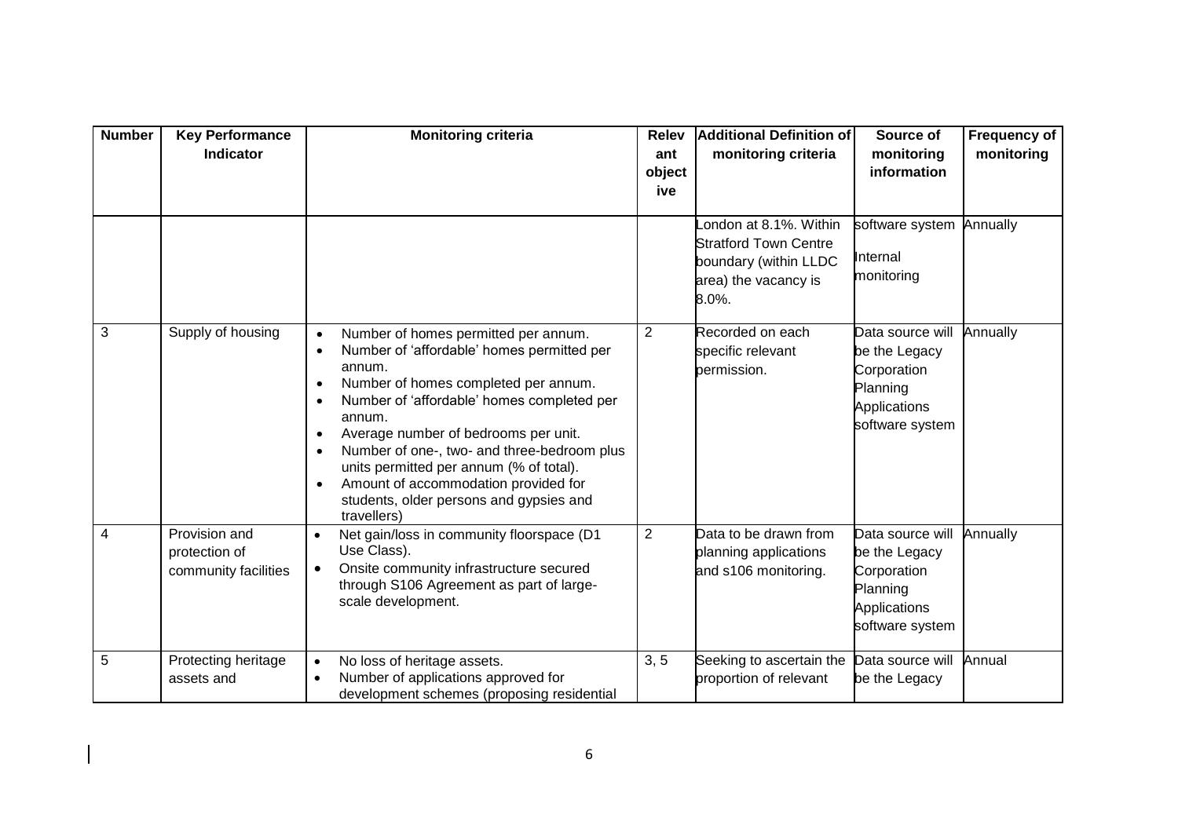| Number | Key Performance Indicator | Monitoring criteria | Relevant objective | Additional Definition of monitoring criteria | Source of monitoring information | Frequency of monitoring |
|---|---|---|---|---|---|---|
| | | | | London at 8.1%. Within Stratford Town Centre boundary (within LLDC area) the vacancy is 8.0%. | software system<br><br>Internal monitoring | Annually |
| 3 | Supply of housing | • Number of homes permitted per annum.<br>• Number of 'affordable' homes permitted per annum.<br>• Number of homes completed per annum.<br>• Number of 'affordable' homes completed per annum.<br>• Average number of bedrooms per unit.<br>• Number of one-, two- and three-bedroom plus units permitted per annum (% of total).<br>• Amount of accommodation provided for students, older persons and gypsies and travellers) | 2 | Recorded on each specific relevant permission. | Data source will be the Legacy Corporation Planning Applications software system | Annually |
| 4 | Provision and protection of community facilities | • Net gain/loss in community floorspace (D1 Use Class).<br>• Onsite community infrastructure secured through S106 Agreement as part of large-scale development. | 2 | Data to be drawn from planning applications and s106 monitoring. | Data source will be the Legacy Corporation Planning Applications software system | Annually |
| 5 | Protecting heritage assets and | • No loss of heritage assets.<br>• Number of applications approved for development schemes (proposing residential | 3, 5 | Seeking to ascertain the proportion of relevant | Data source will be the Legacy | Annual |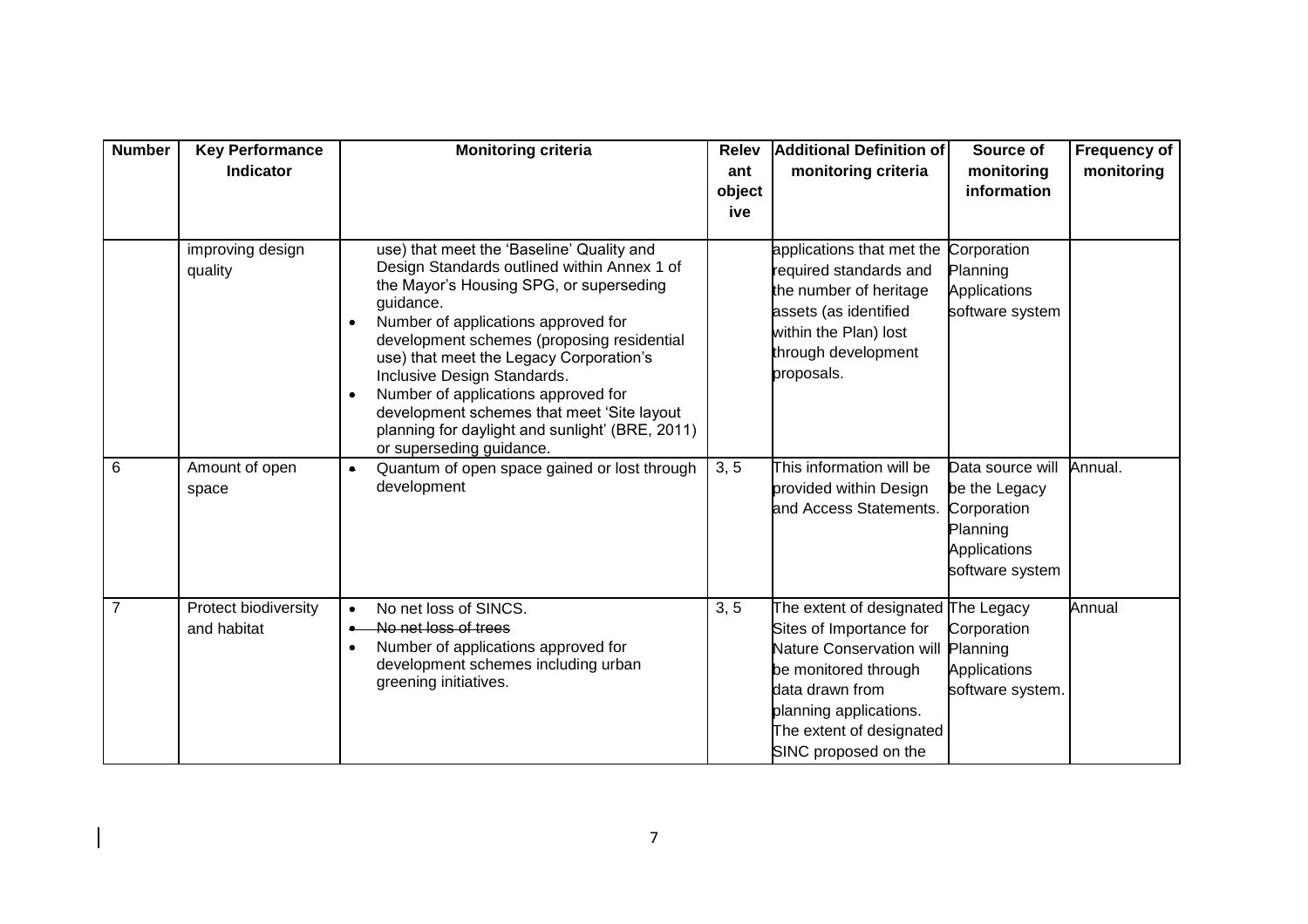| Number | Key Performance Indicator | Monitoring criteria | Relevant objective | Additional Definition of monitoring criteria | Source of monitoring information | Frequency of monitoring |
|---|---|---|---|---|---|---|
| | improving design quality | use) that meet the 'Baseline' Quality and Design Standards outlined within Annex 1 of the Mayor's Housing SPG, or superseding guidance.<br>• Number of applications approved for development schemes (proposing residential use) that meet the Legacy Corporation's Inclusive Design Standards.<br>• Number of applications approved for development schemes that meet 'Site layout planning for daylight and sunlight' (BRE, 2011) or superseding guidance. | | applications that met the required standards and the number of heritage assets (as identified within the Plan) lost through development proposals. | Corporation Planning Applications software system | |
| 6 | Amount of open space | • Quantum of open space gained or lost through development | 3, 5 | This information will be provided within Design and Access Statements. | Data source will be the Legacy Corporation Planning Applications software system | Annual. |
| 7 | Protect biodiversity and habitat | • No net loss of SINCS.<br>• ~~No net loss of trees~~<br>• Number of applications approved for development schemes including urban greening initiatives. | 3, 5 | The extent of designated Sites of Importance for Nature Conservation will be monitored through data drawn from planning applications. The extent of designated SINC proposed on the | The Legacy Corporation Planning Applications software system. | Annual |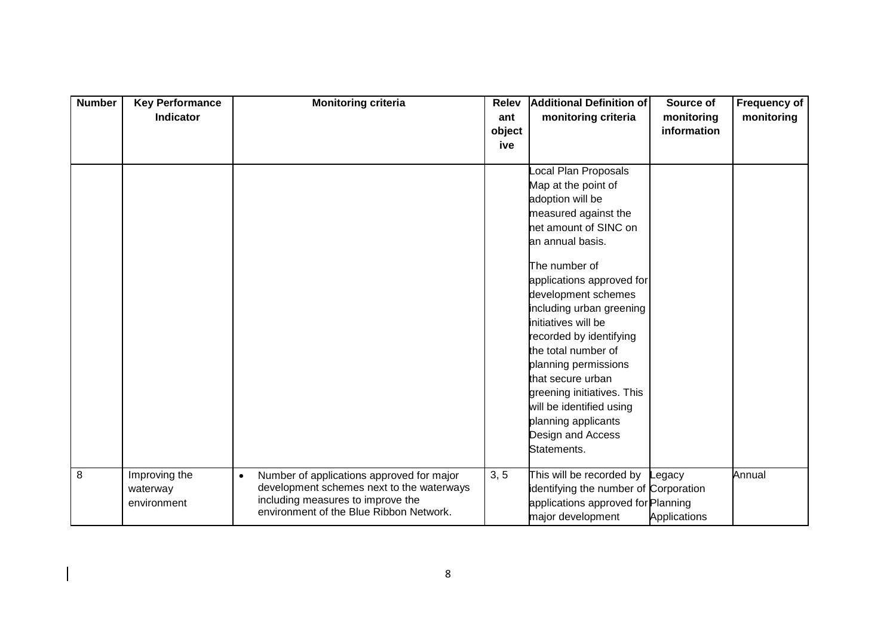| Number | Key Performance Indicator | Monitoring criteria | Relevant objective | Additional Definition of monitoring criteria | Source of monitoring information | Frequency of monitoring |
|---|---|---|---|---|---|---|
| | | | | Local Plan Proposals Map at the point of adoption will be measured against the net amount of SINC on an annual basis.<br><br>The number of applications approved for development schemes including urban greening initiatives will be recorded by identifying the total number of planning permissions that secure urban greening initiatives. This will be identified using planning applicants Design and Access Statements. | | |
| 8 | Improving the waterway environment | • Number of applications approved for major development schemes next to the waterways including measures to improve the environment of the Blue Ribbon Network. | 3, 5 | This will be recorded by identifying the number of applications approved for major development | Legacy Corporation Planning Applications | Annual |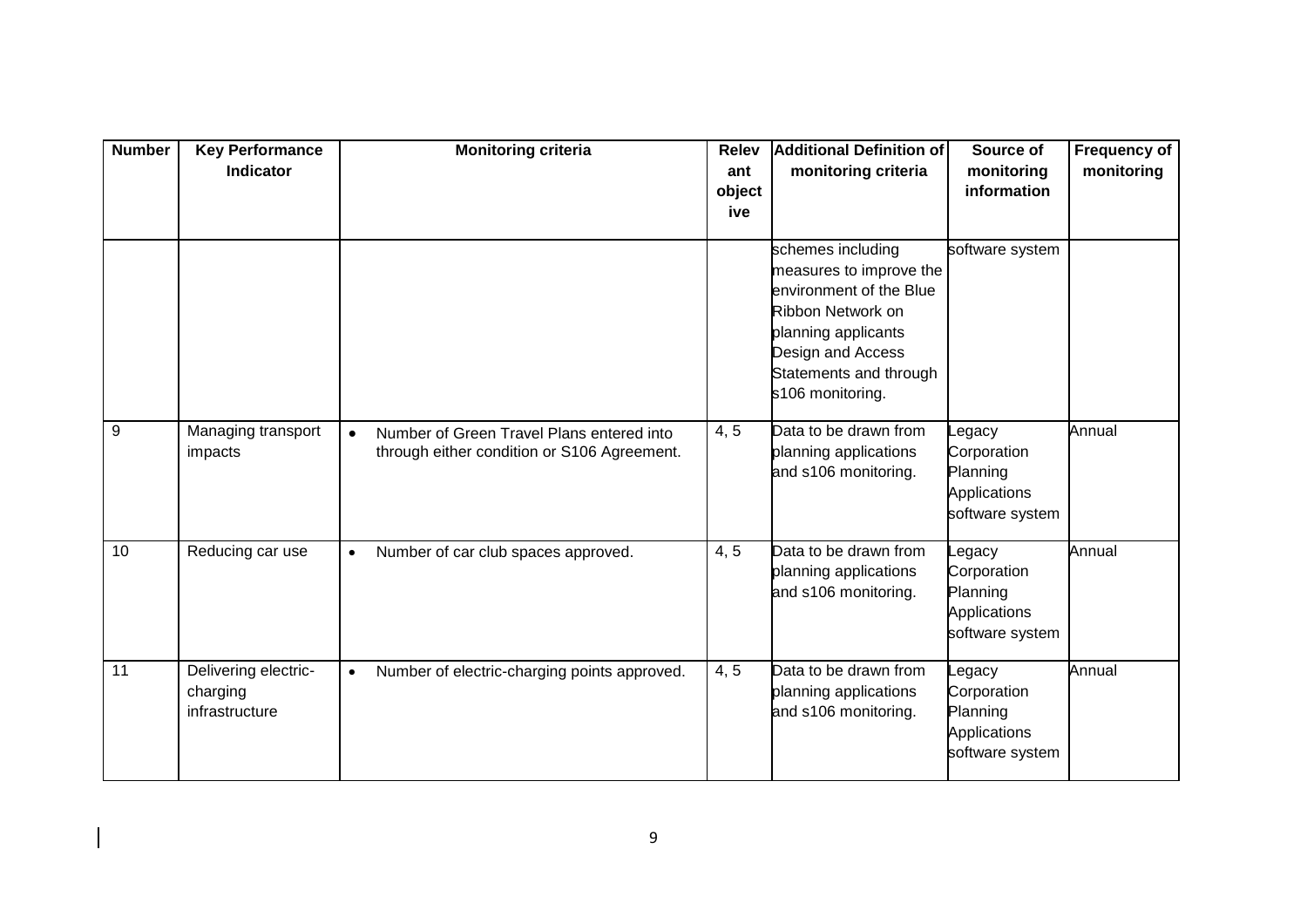| Number | Key Performance Indicator | Monitoring criteria | Relevant objective | Additional Definition of monitoring criteria | Source of monitoring information | Frequency of monitoring |
|---|---|---|---|---|---|---|
| | | | | schemes including measures to improve the environment of the Blue Ribbon Network on planning applicants Design and Access Statements and through s106 monitoring. | software system | |
| 9 | Managing transport impacts | • Number of Green Travel Plans entered into through either condition or S106 Agreement. | 4, 5 | Data to be drawn from planning applications and s106 monitoring. | Legacy Corporation Planning Applications software system | Annual |
| 10 | Reducing car use | • Number of car club spaces approved. | 4, 5 | Data to be drawn from planning applications and s106 monitoring. | Legacy Corporation Planning Applications software system | Annual |
| 11 | Delivering electric-charging infrastructure | • Number of electric-charging points approved. | 4, 5 | Data to be drawn from planning applications and s106 monitoring. | Legacy Corporation Planning Applications software system | Annual |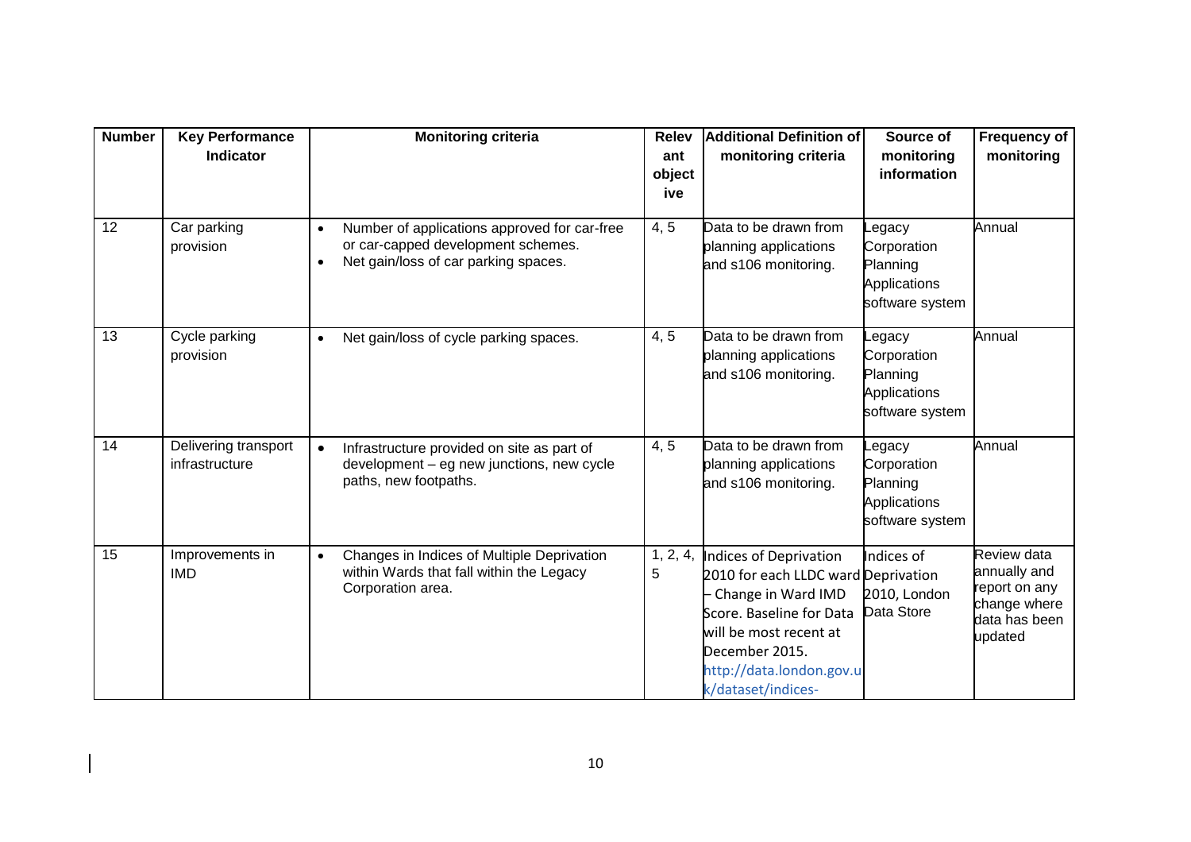| Number | Key Performance Indicator | Monitoring criteria | Relevant objective | Additional Definition of monitoring criteria | Source of monitoring information | Frequency of monitoring |
|---|---|---|---|---|---|---|
| 12 | Car parking provision | • Number of applications approved for car-free or car-capped development schemes.<br>• Net gain/loss of car parking spaces. | 4, 5 | Data to be drawn from planning applications and s106 monitoring. | Legacy Corporation Planning Applications software system | Annual |
| 13 | Cycle parking provision | • Net gain/loss of cycle parking spaces. | 4, 5 | Data to be drawn from planning applications and s106 monitoring. | Legacy Corporation Planning Applications software system | Annual |
| 14 | Delivering transport infrastructure | • Infrastructure provided on site as part of development – eg new junctions, new cycle paths, new footpaths. | 4, 5 | Data to be drawn from planning applications and s106 monitoring. | Legacy Corporation Planning Applications software system | Annual |
| 15 | Improvements in IMD | • Changes in Indices of Multiple Deprivation within Wards that fall within the Legacy Corporation area. | 1, 2, 4, 5 | Indices of Deprivation 2010 for each LLDC ward – Change in Ward IMD Score. Baseline for Data will be most recent at December 2015. http://data.london.gov.uk/dataset/indices- | Indices of Deprivation 2010, London Data Store | Review data annually and report on any change where data has been updated |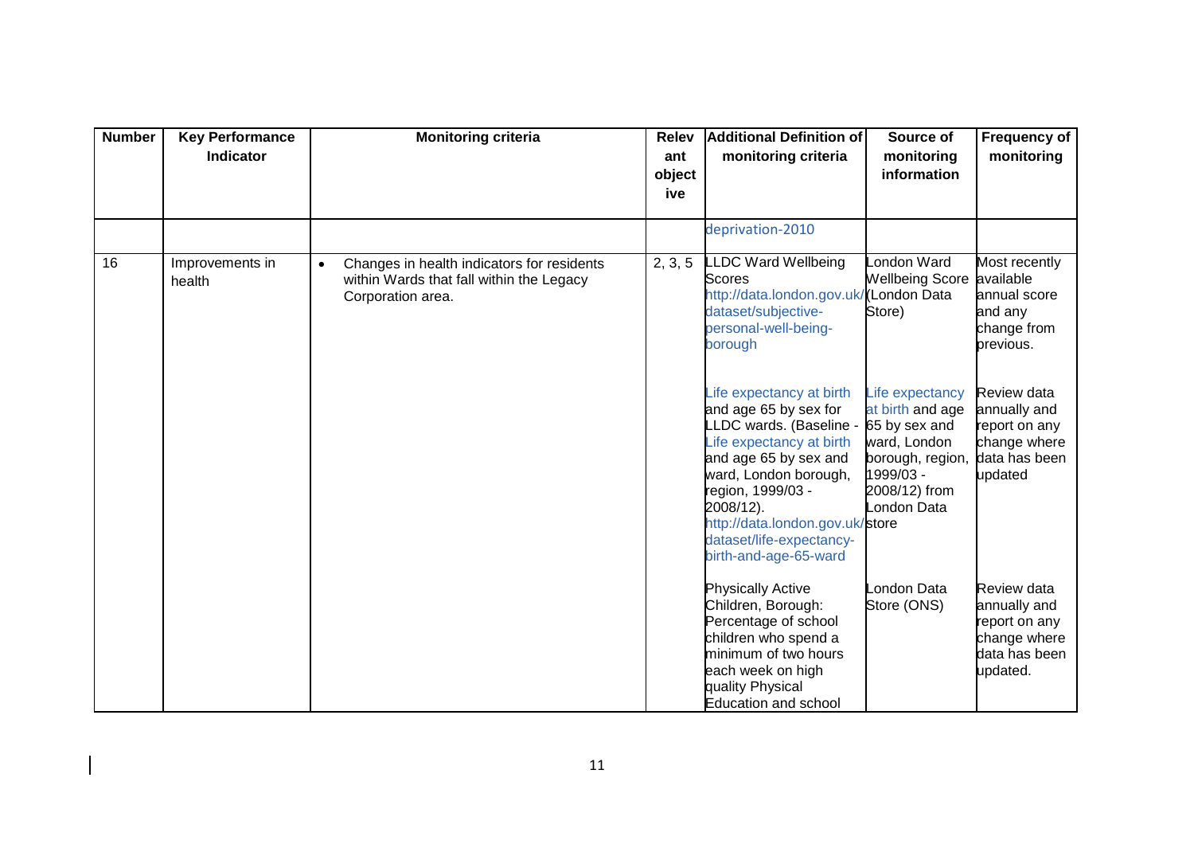| Number | Key Performance Indicator | Monitoring criteria | Relevant objective | Additional Definition of monitoring criteria | Source of monitoring information | Frequency of monitoring |
|---|---|---|---|---|---|---|
| | | | | deprivation-2010 | | |
| 16 | Improvements in health | • Changes in health indicators for residents within Wards that fall within the Legacy Corporation area. | 2, 3, 5 | LLDC Ward Wellbeing Scores http://data.london.gov.uk/dataset/subjective-personal-well-being-borough | London Ward Wellbeing Score (London Data Store) | Most recently available annual score and any change from previous. |
| | | | | Life expectancy at birth and age 65 by sex for LLDC wards. (Baseline - Life expectancy at birth and age 65 by sex and ward, London borough, region, 1999/03 - 2008/12). http://data.london.gov.uk/dataset/life-expectancy-birth-and-age-65-ward | Life expectancy at birth and age 65 by sex and ward, London borough, region, 1999/03 - 2008/12) from London Data store | Review data annually and report on any change where data has been updated |
| | | | | Physically Active Children, Borough: Percentage of school children who spend a minimum of two hours each week on high quality Physical Education and school | London Data Store (ONS) | Review data annually and report on any change where data has been updated. |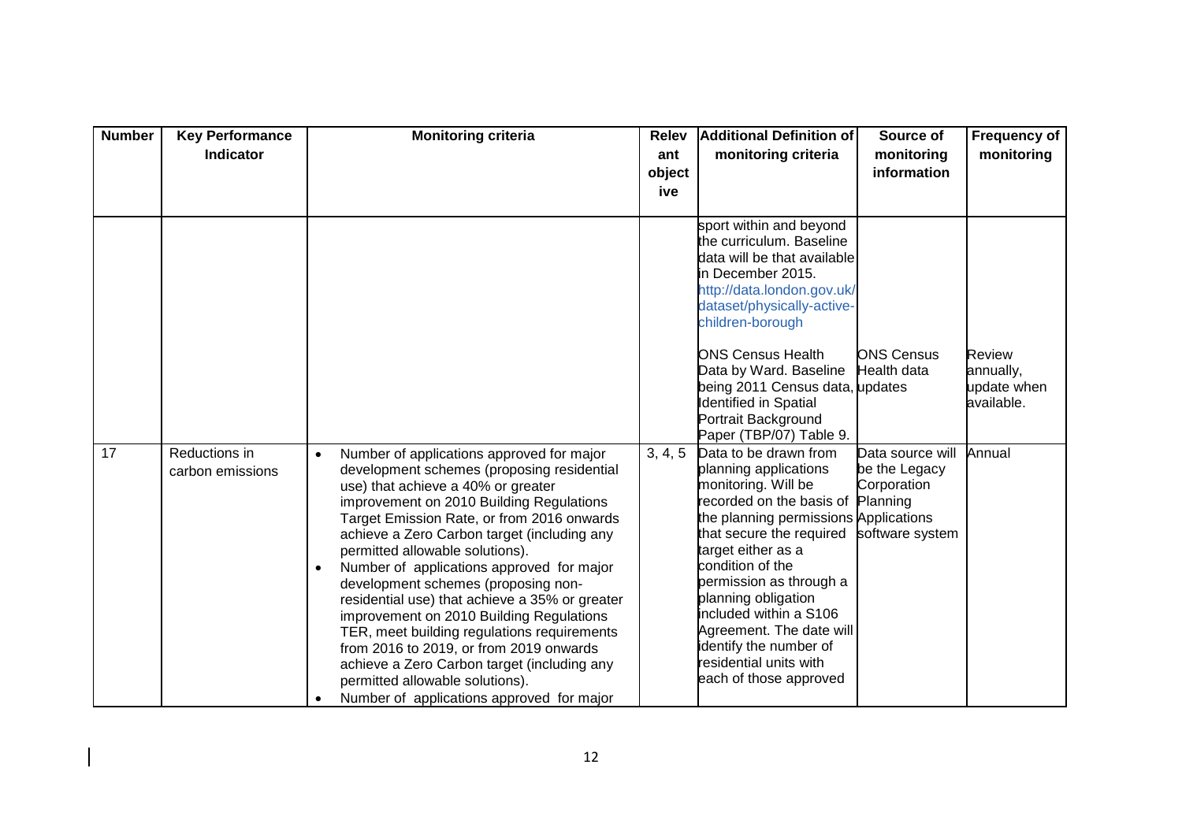| Number | Key Performance Indicator | Monitoring criteria | Relevant objective | Additional Definition of monitoring criteria | Source of monitoring information | Frequency of monitoring |
|---|---|---|---|---|---|---|
| | | | | sport within and beyond the curriculum. Baseline data will be that available in December 2015. http://data.london.gov.uk/dataset/physically-active-children-borough<br><br>ONS Census Health Data by Ward. Baseline being 2011 Census data, updates Identified in Spatial Portrait Background Paper (TBP/07) Table 9. | ONS Census Health data | Review annually, update when available. |
| 17 | Reductions in carbon emissions | • Number of applications approved for major development schemes (proposing residential use) that achieve a 40% or greater improvement on 2010 Building Regulations Target Emission Rate, or from 2016 onwards achieve a Zero Carbon target (including any permitted allowable solutions).<br>• Number of applications approved for major development schemes (proposing non-residential use) that achieve a 35% or greater improvement on 2010 Building Regulations TER, meet building regulations requirements from 2016 to 2019, or from 2019 onwards achieve a Zero Carbon target (including any permitted allowable solutions).<br>• Number of applications approved for major | 3, 4, 5 | Data to be drawn from planning applications monitoring. Will be recorded on the basis of the planning permissions that secure the required target either as a condition of the permission as through a planning obligation included within a S106 Agreement. The date will identify the number of residential units with each of those approved | Data source will be the Legacy Corporation Planning Applications software system | Annual |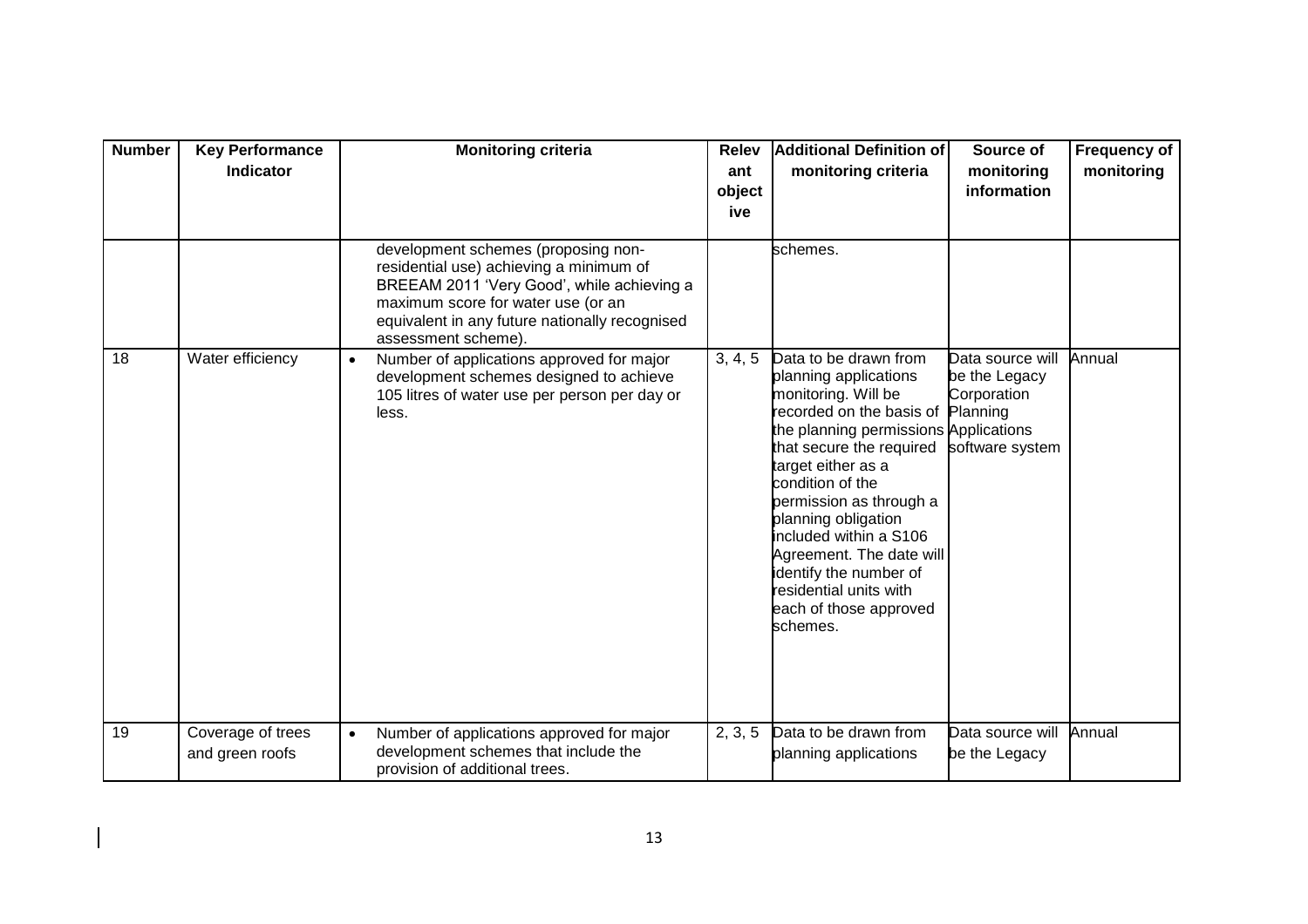| Number | Key Performance Indicator | Monitoring criteria | Relevant objective | Additional Definition of monitoring criteria | Source of monitoring information | Frequency of monitoring |
|---|---|---|---|---|---|---|
| | | development schemes (proposing non-residential use) achieving a minimum of BREEAM 2011 'Very Good', while achieving a maximum score for water use (or an equivalent in any future nationally recognised assessment scheme). | | schemes. | | |
| 18 | Water efficiency | • Number of applications approved for major development schemes designed to achieve 105 litres of water use per person per day or less. | 3, 4, 5 | Data to be drawn from planning applications monitoring. Will be recorded on the basis of the planning permissions that secure the required target either as a condition of the permission as through a planning obligation included within a S106 Agreement. The date will identify the number of residential units with each of those approved schemes. | Data source will be the Legacy Corporation Planning Applications software system | Annual |
| 19 | Coverage of trees and green roofs | • Number of applications approved for major development schemes that include the provision of additional trees. | 2, 3, 5 | Data to be drawn from planning applications | Data source will be the Legacy | Annual |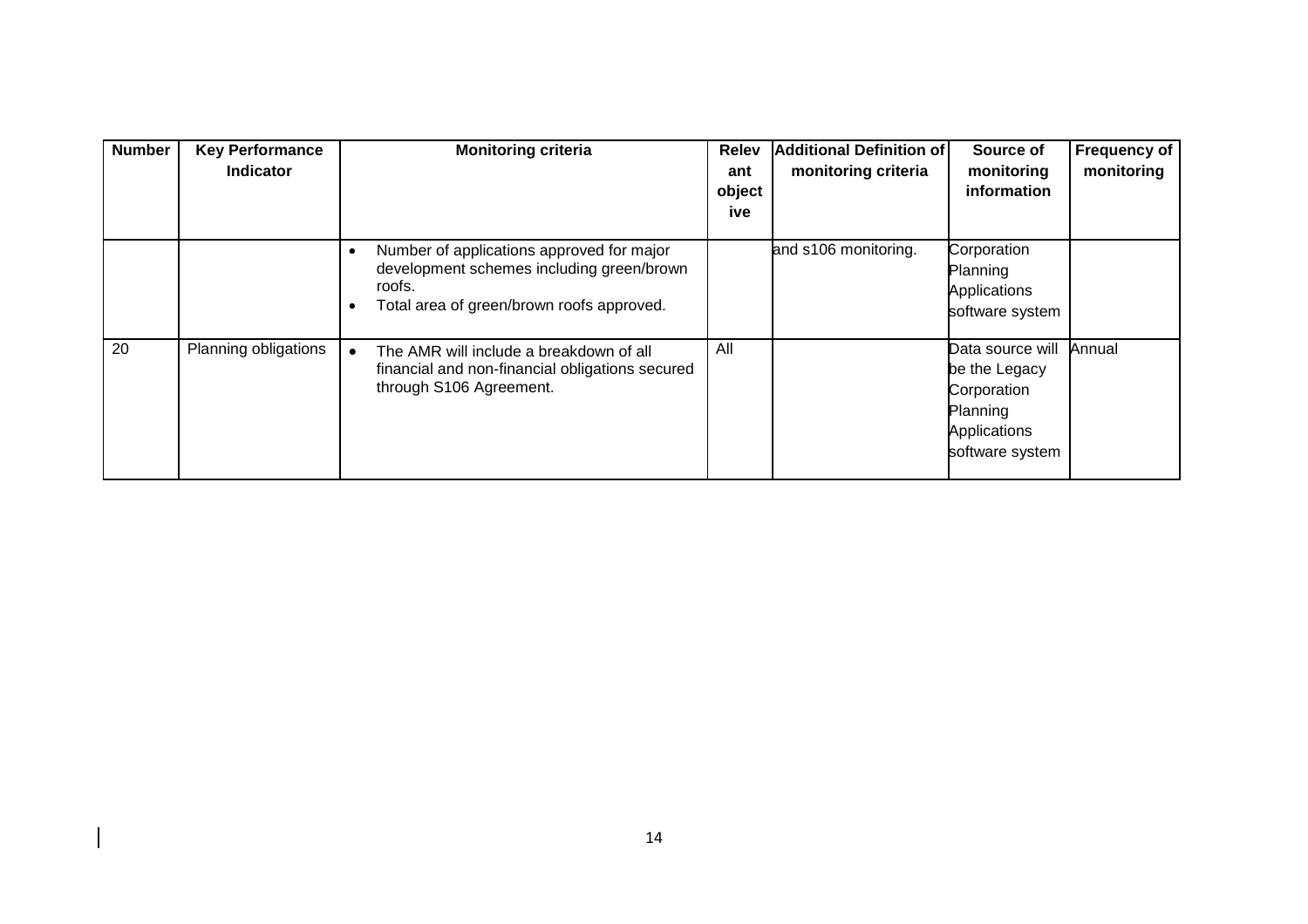| Number | Key Performance Indicator | Monitoring criteria | Relevant objective | Additional Definition of monitoring criteria | Source of monitoring information | Frequency of monitoring |
|---|---|---|---|---|---|---|
| | | • Number of applications approved for major development schemes including green/brown roofs.<br>• Total area of green/brown roofs approved. | | and s106 monitoring. | Corporation Planning Applications software system | |
| 20 | Planning obligations | • The AMR will include a breakdown of all financial and non-financial obligations secured through S106 Agreement. | All | | Data source will be the Legacy Corporation Planning Applications software system | Annual |